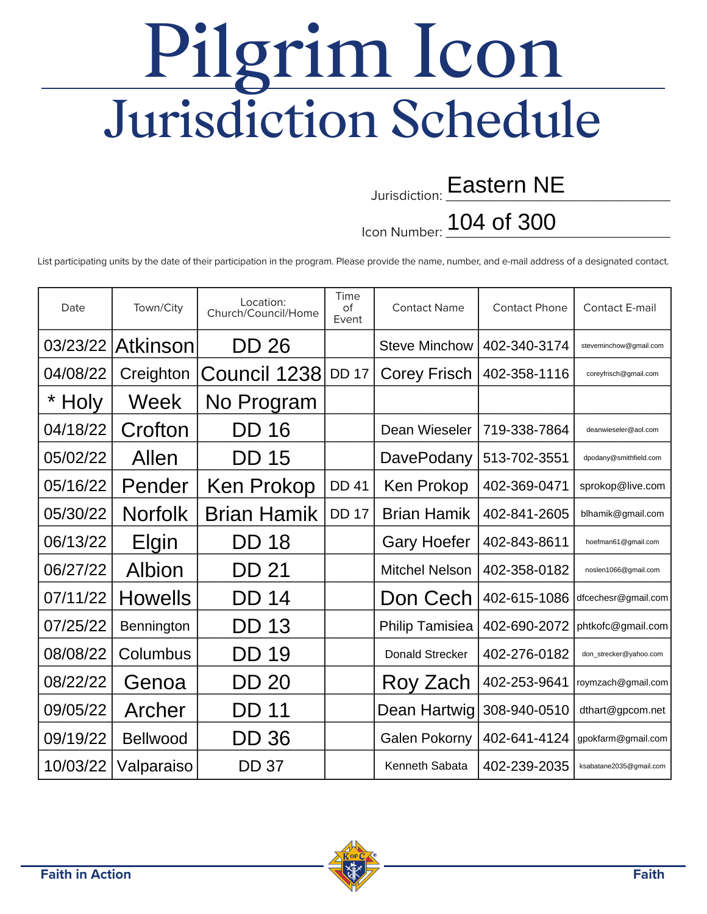# Pilgrim Icon

## Jurisdiction Schedule

Jurisdiction: Eastern NE

Icon Number: 104 of 300

List participating units by the date of their participation in the program. Please provide the name, number, and e-mail address of a designated contact.

| Date | Town/City | Location: Church/Council/Home | Time of Event | Contact Name | Contact Phone | Contact E-mail |
|---|---|---|---|---|---|---|
| 03/23/22 | Atkinson | DD 26 | | Steve Minchow | 402-340-3174 | steveminchow@gmail.com |
| 04/08/22 | Creighton | Council 1238 | DD 17 | Corey Frisch | 402-358-1116 | coreyfrisch@gmail.com |
| * Holy | Week | No Program | | | | |
| 04/18/22 | Crofton | DD 16 | | Dean Wieseler | 719-338-7864 | deanwieseler@aol.com |
| 05/02/22 | Allen | DD 15 | | DavePodany | 513-702-3551 | dpodany@smithfield.com |
| 05/16/22 | Pender | Ken Prokop | DD 41 | Ken Prokop | 402-369-0471 | sprokop@live.com |
| 05/30/22 | Norfolk | Brian Hamik | DD 17 | Brian Hamik | 402-841-2605 | blhamik@gmail.com |
| 06/13/22 | Elgin | DD 18 | | Gary Hoefer | 402-843-8611 | hoefman61@gmail.com |
| 06/27/22 | Albion | DD 21 | | Mitchel Nelson | 402-358-0182 | noslen1066@gmail.com |
| 07/11/22 | Howells | DD 14 | | Don Cech | 402-615-1086 | dfcechesr@gmail.com |
| 07/25/22 | Bennington | DD 13 | | Philip Tamisiea | 402-690-2072 | phtkofc@gmail.com |
| 08/08/22 | Columbus | DD 19 | | Donald Strecker | 402-276-0182 | don_strecker@yahoo.com |
| 08/22/22 | Genoa | DD 20 | | Roy Zach | 402-253-9641 | roymzach@gmail.com |
| 09/05/22 | Archer | DD 11 | | Dean Hartwig | 308-940-0510 | dthart@gpcom.net |
| 09/19/22 | Bellwood | DD 36 | | Galen Pokorny | 402-641-4124 | gpokfarm@gmail.com |
| 10/03/22 | Valparaiso | DD 37 | | Kenneth Sabata | 402-239-2035 | ksabatane2035@gmail.com |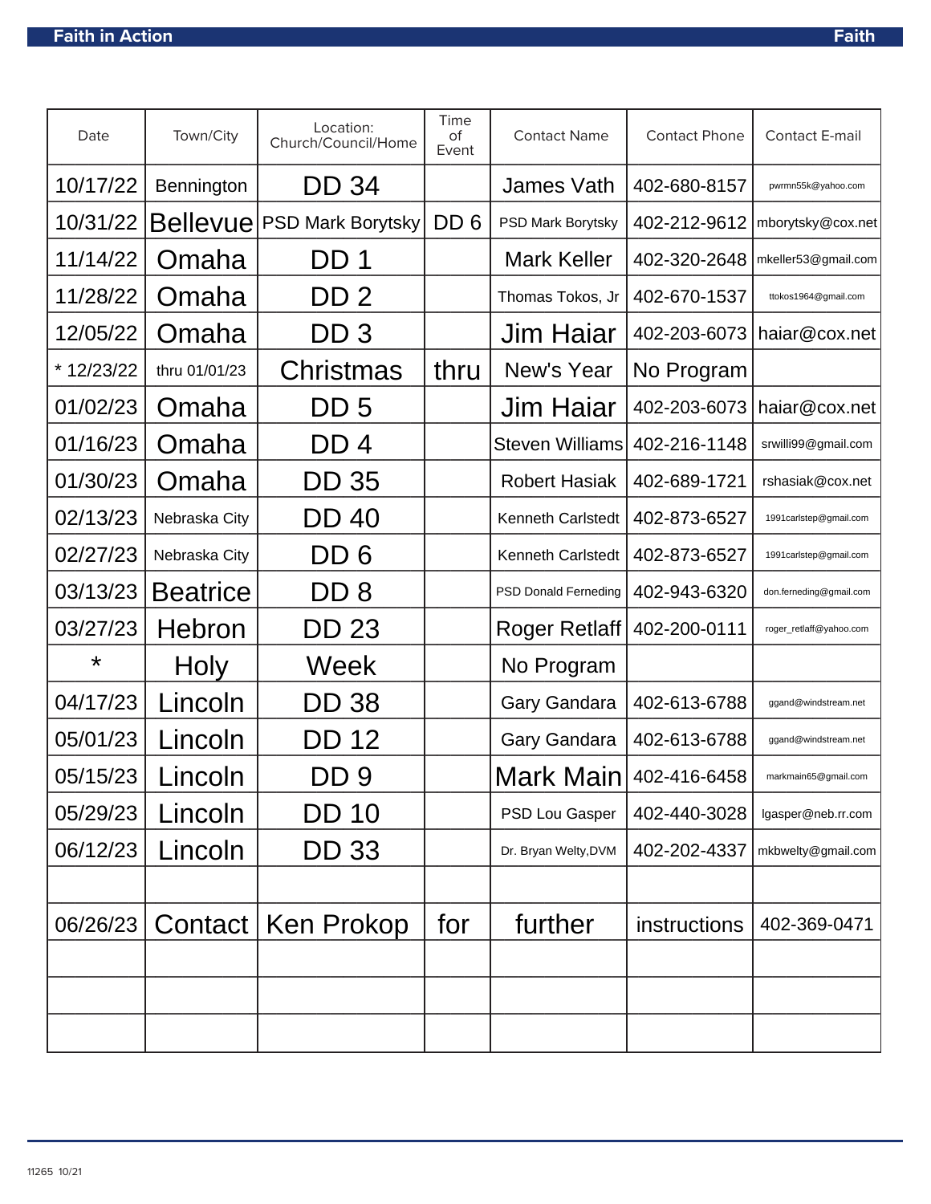| Date | Town/City | Location: Church/Council/Home | Time of Event | Contact Name | Contact Phone | Contact E-mail |
|---|---|---|---|---|---|---|
| 10/17/22 | Bennington | DD 34 | | James Vath | 402-680-8157 | pwrmn55k@yahoo.com |
| 10/31/22 | Bellevue | PSD Mark Borytsky | DD 6 | PSD Mark Borytsky | 402-212-9612 | mborytsky@cox.net |
| 11/14/22 | Omaha | DD 1 | | Mark Keller | 402-320-2648 | mkeller53@gmail.com |
| 11/28/22 | Omaha | DD 2 | | Thomas Tokos, Jr | 402-670-1537 | ttokos1964@gmail.com |
| 12/05/22 | Omaha | DD 3 | | Jim Haiar | 402-203-6073 | haiar@cox.net |
| * 12/23/22 | thru 01/01/23 | Christmas | thru | New's Year | No Program | |
| 01/02/23 | Omaha | DD 5 | | Jim Haiar | 402-203-6073 | haiar@cox.net |
| 01/16/23 | Omaha | DD 4 | | Steven Williams | 402-216-1148 | srwilli99@gmail.com |
| 01/30/23 | Omaha | DD 35 | | Robert Hasiak | 402-689-1721 | rshasiak@cox.net |
| 02/13/23 | Nebraska City | DD 40 | | Kenneth Carlstedt | 402-873-6527 | 1991carlstep@gmail.com |
| 02/27/23 | Nebraska City | DD 6 | | Kenneth Carlstedt | 402-873-6527 | 1991carlstep@gmail.com |
| 03/13/23 | Beatrice | DD 8 | | PSD Donald Ferneding | 402-943-6320 | don.ferneding@gmail.com |
| 03/27/23 | Hebron | DD 23 | | Roger Retlaff | 402-200-0111 | roger_retlaff@yahoo.com |
| * | Holy | Week | | No Program | | |
| 04/17/23 | Lincoln | DD 38 | | Gary Gandara | 402-613-6788 | ggand@windstream.net |
| 05/01/23 | Lincoln | DD 12 | | Gary Gandara | 402-613-6788 | ggand@windstream.net |
| 05/15/23 | Lincoln | DD 9 | | Mark Main | 402-416-6458 | markmain65@gmail.com |
| 05/29/23 | Lincoln | DD 10 | | PSD Lou Gasper | 402-440-3028 | lgasper@neb.rr.com |
| 06/12/23 | Lincoln | DD 33 | | Dr. Bryan Welty,DVM | 402-202-4337 | mkbwelty@gmail.com |
| | | | | | | |
| 06/26/23 | Contact | Ken Prokop | for | further | instructions | 402-369-0471 |
| | | | | | | |
| | | | | | | |
| | | | | | | |

11265 10/21